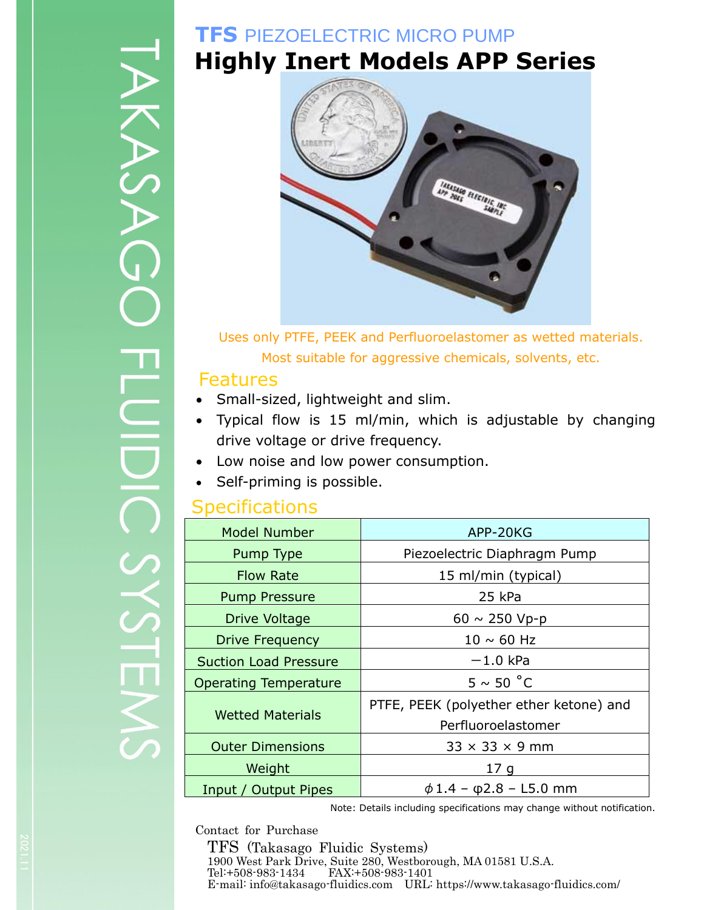# TFS PIEZOELECTRIC MICRO PUMP

# Highly Inert Models APP Series

Uses only PTFE, PEEK and Perfluoroelastomer as wetted materials.

Most suitable for aggressive chemicals, solvents, etc.

## Features

- Small-sized, lightweight and slim.
- Typical flow is 15 ml/min, which is adjustable by changing drive voltage or drive frequency.
- Low noise and low power consumption.
- Self-priming is possible.

## Specifications

| Model Number | APP-20KG |
| --- | --- |
| Pump Type | Piezoelectric Diaphragm Pump |
| Flow Rate | 15 ml/min (typical) |
| Pump Pressure | 25 kPa |
| Drive Voltage | 60 ~ 250 Vp-p |
| Drive Frequency | 10 ~ 60 Hz |
| Suction Load Pressure | −1.0 kPa |
| Operating Temperature | 5 ~ 50 ˚C |
| Wetted Materials | PTFE, PEEK (polyether ether ketone) and Perfluoroelastomer |
| Outer Dimensions | 33 × 33 × 9 mm |
| Weight | 17 g |
| Input / Output Pipes | ϕ1.4 – φ2.8 – L5.0 mm |

Note: Details including specifications may change without notification.

Contact for Purchase

TFS (Takasago Fluidic Systems)
1900 West Park Drive, Suite 280, Westborough, MA 01581 U.S.A.
Tel:+508-983-1434 FAX:+508-983-1401
E-mail: info@takasago-fluidics.com URL: https://www.takasago-fluidics.com/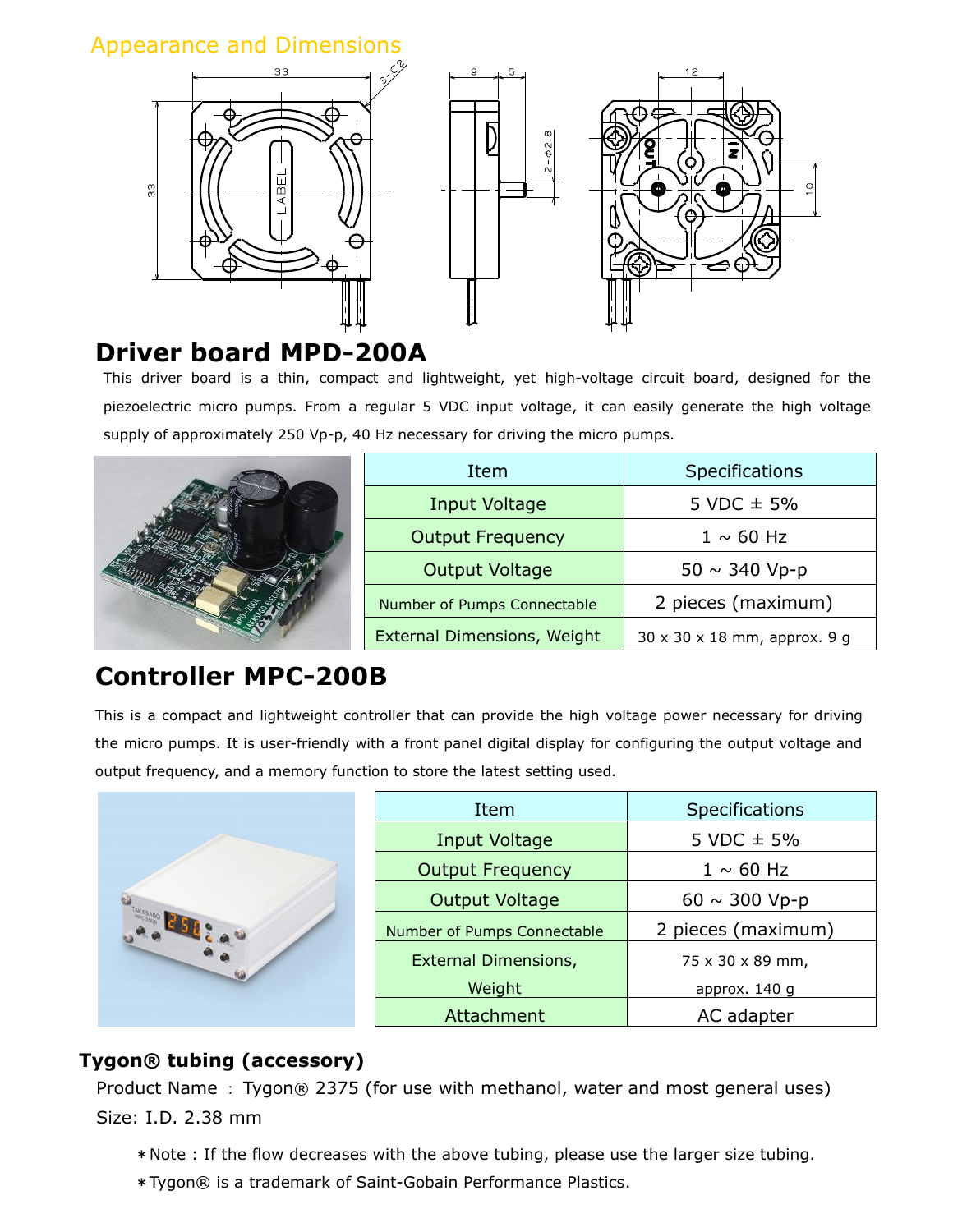## Appearance and Dimensions

33
3-C2
33
LABEL
9
5
2-φ2.8
12
OUT
IN
10

## Driver board MPD-200A

This driver board is a thin, compact and lightweight, yet high-voltage circuit board, designed for the piezoelectric micro pumps. From a regular 5 VDC input voltage, it can easily generate the high voltage supply of approximately 250 Vp-p, 40 Hz necessary for driving the micro pumps.

| Item | Specifications |
|---|---|
| Input Voltage | 5 VDC ± 5% |
| Output Frequency | 1 ~ 60 Hz |
| Output Voltage | 50 ~ 340 Vp-p |
| Number of Pumps Connectable | 2 pieces (maximum) |
| External Dimensions, Weight | 30 x 30 x 18 mm, approx. 9 g |

## Controller MPC-200B

This is a compact and lightweight controller that can provide the high voltage power necessary for driving the micro pumps. It is user-friendly with a front panel digital display for configuring the output voltage and output frequency, and a memory function to store the latest setting used.

| Item | Specifications |
|---|---|
| Input Voltage | 5 VDC ± 5% |
| Output Frequency | 1 ~ 60 Hz |
| Output Voltage | 60 ~ 300 Vp-p |
| Number of Pumps Connectable | 2 pieces (maximum) |
| External Dimensions, Weight | 75 x 30 x 89 mm, approx. 140 g |
| Attachment | AC adapter |

### Tygon® tubing (accessory)

Product Name ： Tygon® 2375 (for use with methanol, water and most general uses)

Size: I.D. 2.38 mm

＊Note : If the flow decreases with the above tubing, please use the larger size tubing.

＊Tygon® is a trademark of Saint-Gobain Performance Plastics.